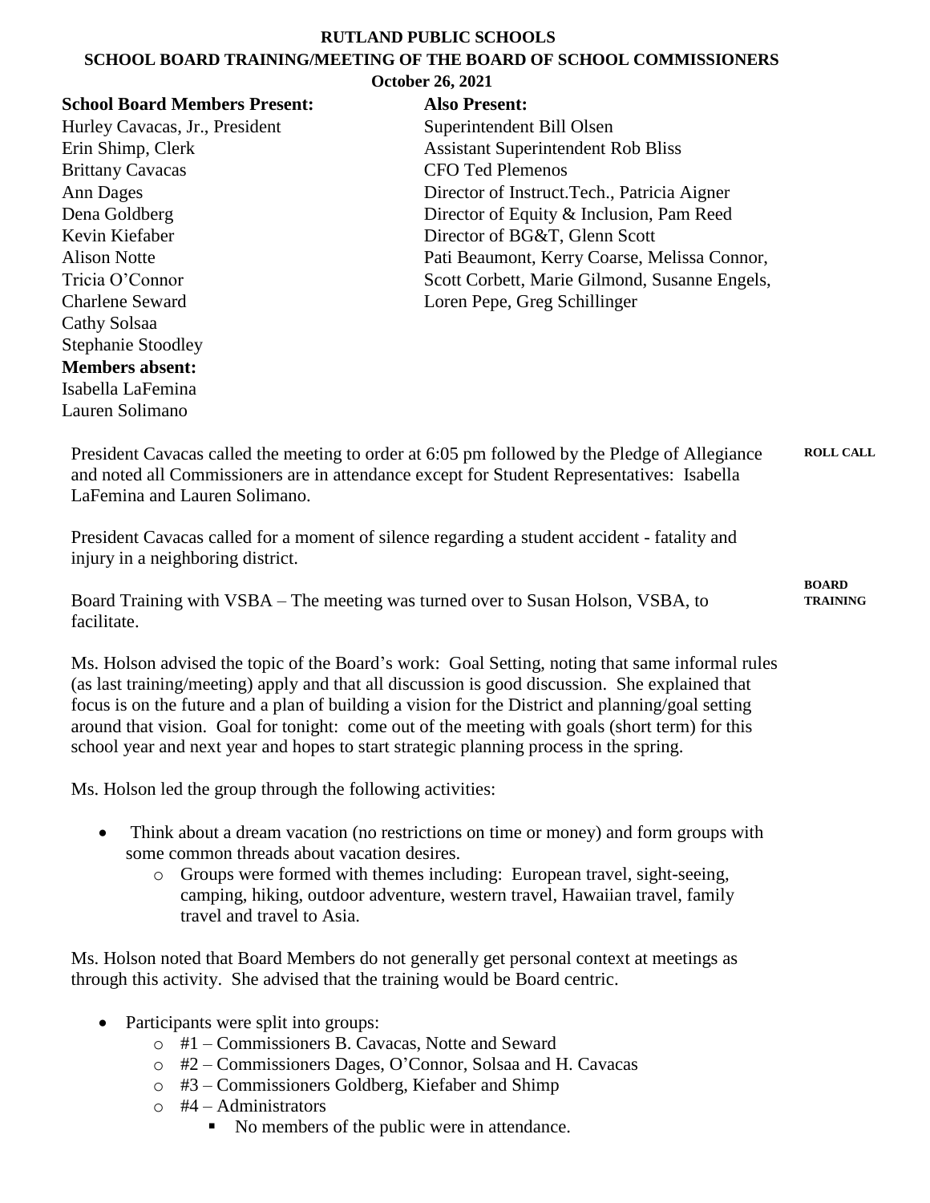# RUTLAND PUBLIC SCHOOLS

## SCHOOL BOARD TRAINING/MEETING OF THE BOARD OF SCHOOL COMMISSIONERS

**October 26, 2021**

| **School Board Members Present:** | **Also Present:** |
|---|---|
| Hurley Cavacas, Jr., President | Superintendent Bill Olsen |
| Erin Shimp, Clerk | Assistant Superintendent Rob Bliss |
| Brittany Cavacas | CFO Ted Plemenos |
| Ann Dages | Director of Instruct.Tech., Patricia Aigner |
| Dena Goldberg | Director of Equity & Inclusion, Pam Reed |
| Kevin Kiefaber | Director of BG&T, Glenn Scott |
| Alison Notte | Pati Beaumont, Kerry Coarse, Melissa Connor, |
| Tricia O'Connor | Scott Corbett, Marie Gilmond, Susanne Engels, |
| Charlene Seward | Loren Pepe, Greg Schillinger |
| Cathy Solsaa | |
| Stephanie Stoodley | |
| **Members absent:** | |
| Isabella LaFemina | |
| Lauren Solimano | |

**ROLL CALL**

President Cavacas called the meeting to order at 6:05 pm followed by the Pledge of Allegiance and noted all Commissioners are in attendance except for Student Representatives: Isabella LaFemina and Lauren Solimano.

President Cavacas called for a moment of silence regarding a student accident - fatality and injury in a neighboring district.

**BOARD TRAINING**

Board Training with VSBA – The meeting was turned over to Susan Holson, VSBA, to facilitate.

Ms. Holson advised the topic of the Board's work: Goal Setting, noting that same informal rules (as last training/meeting) apply and that all discussion is good discussion. She explained that focus is on the future and a plan of building a vision for the District and planning/goal setting around that vision. Goal for tonight: come out of the meeting with goals (short term) for this school year and next year and hopes to start strategic planning process in the spring.

Ms. Holson led the group through the following activities:

- Think about a dream vacation (no restrictions on time or money) and form groups with some common threads about vacation desires.
  - Groups were formed with themes including: European travel, sight-seeing, camping, hiking, outdoor adventure, western travel, Hawaiian travel, family travel and travel to Asia.

Ms. Holson noted that Board Members do not generally get personal context at meetings as through this activity. She advised that the training would be Board centric.

- Participants were split into groups:
  - #1 – Commissioners B. Cavacas, Notte and Seward
  - #2 – Commissioners Dages, O'Connor, Solsaa and H. Cavacas
  - #3 – Commissioners Goldberg, Kiefaber and Shimp
  - #4 – Administrators
    - No members of the public were in attendance.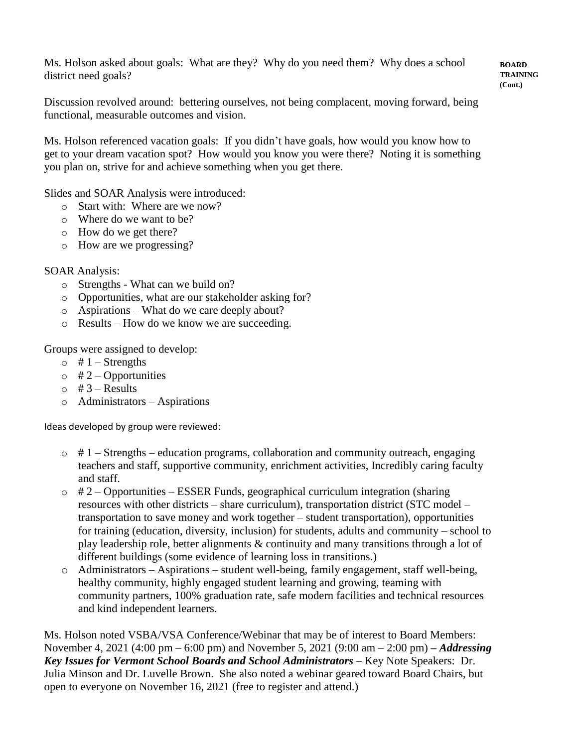**BOARD TRAINING (Cont.)**

Ms. Holson asked about goals: What are they? Why do you need them? Why does a school district need goals?

Discussion revolved around: bettering ourselves, not being complacent, moving forward, being functional, measurable outcomes and vision.

Ms. Holson referenced vacation goals: If you didn't have goals, how would you know how to get to your dream vacation spot? How would you know you were there? Noting it is something you plan on, strive for and achieve something when you get there.

Slides and SOAR Analysis were introduced:

- Start with: Where are we now?
- Where do we want to be?
- How do we get there?
- How are we progressing?

SOAR Analysis:

- Strengths - What can we build on?
- Opportunities, what are our stakeholder asking for?
- Aspirations – What do we care deeply about?
- Results – How do we know we are succeeding.

Groups were assigned to develop:

- # 1 – Strengths
- # 2 – Opportunities
- # 3 – Results
- Administrators – Aspirations

Ideas developed by group were reviewed:

- # 1 – Strengths – education programs, collaboration and community outreach, engaging teachers and staff, supportive community, enrichment activities, Incredibly caring faculty and staff.
- # 2 – Opportunities – ESSER Funds, geographical curriculum integration (sharing resources with other districts – share curriculum), transportation district (STC model – transportation to save money and work together – student transportation), opportunities for training (education, diversity, inclusion) for students, adults and community – school to play leadership role, better alignments & continuity and many transitions through a lot of different buildings (some evidence of learning loss in transitions.)
- Administrators – Aspirations – student well-being, family engagement, staff well-being, healthy community, highly engaged student learning and growing, teaming with community partners, 100% graduation rate, safe modern facilities and technical resources and kind independent learners.

Ms. Holson noted VSBA/VSA Conference/Webinar that may be of interest to Board Members: November 4, 2021 (4:00 pm – 6:00 pm) and November 5, 2021 (9:00 am – 2:00 pm) **–** ***Addressing Key Issues for Vermont School Boards and School Administrators*** – Key Note Speakers: Dr. Julia Minson and Dr. Luvelle Brown. She also noted a webinar geared toward Board Chairs, but open to everyone on November 16, 2021 (free to register and attend.)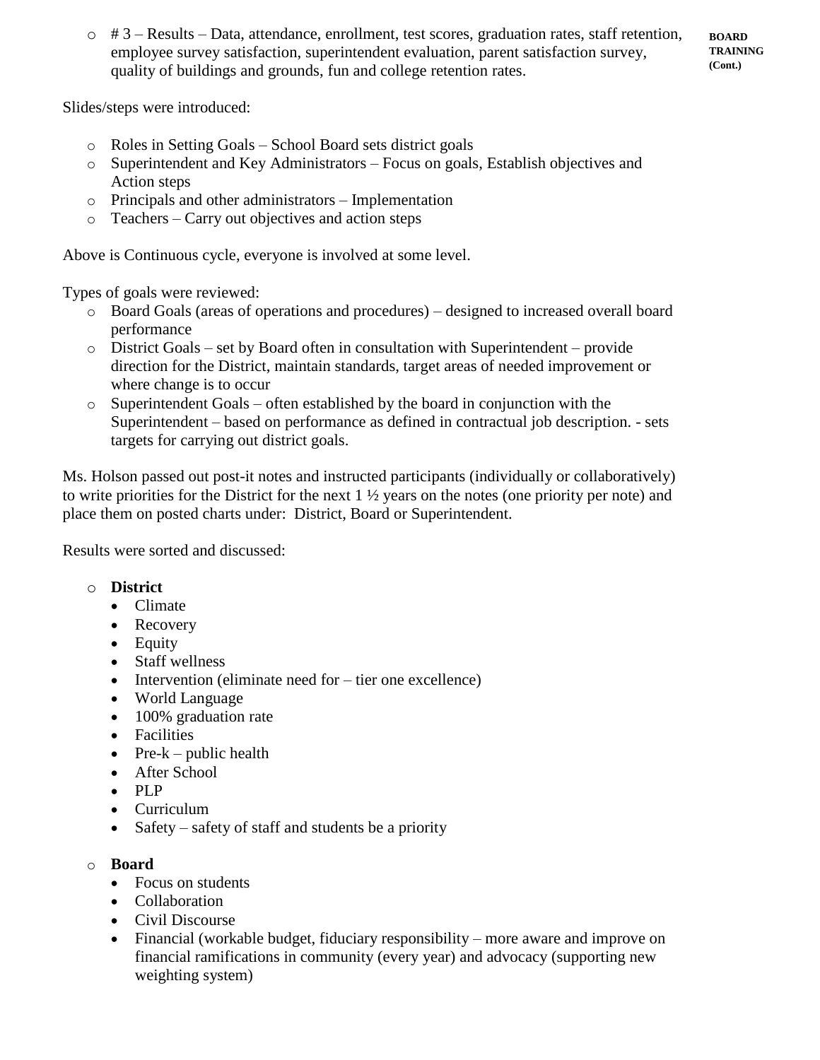- # 3 – Results – Data, attendance, enrollment, test scores, graduation rates, staff retention, employee survey satisfaction, superintendent evaluation, parent satisfaction survey, quality of buildings and grounds, fun and college retention rates.

**BOARD TRAINING (Cont.)**

Slides/steps were introduced:

- Roles in Setting Goals – School Board sets district goals
- Superintendent and Key Administrators – Focus on goals, Establish objectives and Action steps
- Principals and other administrators – Implementation
- Teachers – Carry out objectives and action steps

Above is Continuous cycle, everyone is involved at some level.

Types of goals were reviewed:

- Board Goals (areas of operations and procedures) – designed to increased overall board performance
- District Goals – set by Board often in consultation with Superintendent – provide direction for the District, maintain standards, target areas of needed improvement or where change is to occur
- Superintendent Goals – often established by the board in conjunction with the Superintendent – based on performance as defined in contractual job description. - sets targets for carrying out district goals.

Ms. Holson passed out post-it notes and instructed participants (individually or collaboratively) to write priorities for the District for the next 1 ½ years on the notes (one priority per note) and place them on posted charts under: District, Board or Superintendent.

Results were sorted and discussed:

- **District**
  - Climate
  - Recovery
  - Equity
  - Staff wellness
  - Intervention (eliminate need for – tier one excellence)
  - World Language
  - 100% graduation rate
  - Facilities
  - Pre-k – public health
  - After School
  - PLP
  - Curriculum
  - Safety – safety of staff and students be a priority
- **Board**
  - Focus on students
  - Collaboration
  - Civil Discourse
  - Financial (workable budget, fiduciary responsibility – more aware and improve on financial ramifications in community (every year) and advocacy (supporting new weighting system)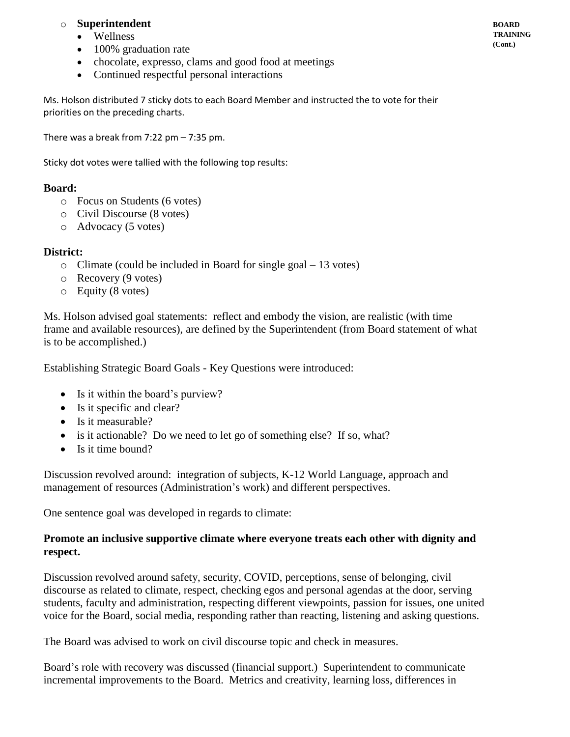BOARD TRAINING (Cont.)

- **Superintendent**
  - Wellness
  - 100% graduation rate
  - chocolate, expresso, clams and good food at meetings
  - Continued respectful personal interactions

Ms. Holson distributed 7 sticky dots to each Board Member and instructed the to vote for their priorities on the preceding charts.

There was a break from 7:22 pm – 7:35 pm.

Sticky dot votes were tallied with the following top results:

**Board:**

- Focus on Students (6 votes)
- Civil Discourse (8 votes)
- Advocacy (5 votes)

**District:**

- Climate (could be included in Board for single goal – 13 votes)
- Recovery (9 votes)
- Equity (8 votes)

Ms. Holson advised goal statements: reflect and embody the vision, are realistic (with time frame and available resources), are defined by the Superintendent (from Board statement of what is to be accomplished.)

Establishing Strategic Board Goals - Key Questions were introduced:

- Is it within the board's purview?
- Is it specific and clear?
- Is it measurable?
- is it actionable? Do we need to let go of something else? If so, what?
- Is it time bound?

Discussion revolved around: integration of subjects, K-12 World Language, approach and management of resources (Administration's work) and different perspectives.

One sentence goal was developed in regards to climate:

**Promote an inclusive supportive climate where everyone treats each other with dignity and respect.**

Discussion revolved around safety, security, COVID, perceptions, sense of belonging, civil discourse as related to climate, respect, checking egos and personal agendas at the door, serving students, faculty and administration, respecting different viewpoints, passion for issues, one united voice for the Board, social media, responding rather than reacting, listening and asking questions.

The Board was advised to work on civil discourse topic and check in measures.

Board's role with recovery was discussed (financial support.) Superintendent to communicate incremental improvements to the Board. Metrics and creativity, learning loss, differences in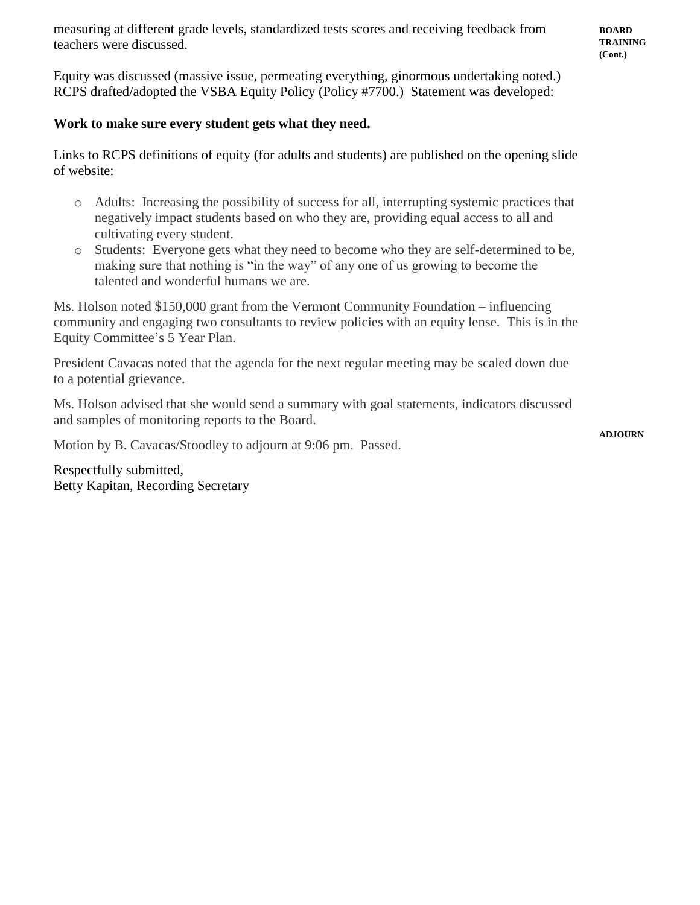measuring at different grade levels, standardized tests scores and receiving feedback from teachers were discussed.

**BOARD TRAINING (Cont.)**

Equity was discussed (massive issue, permeating everything, ginormous undertaking noted.) RCPS drafted/adopted the VSBA Equity Policy (Policy #7700.) Statement was developed:

**Work to make sure every student gets what they need.**

Links to RCPS definitions of equity (for adults and students) are published on the opening slide of website:

- Adults: Increasing the possibility of success for all, interrupting systemic practices that negatively impact students based on who they are, providing equal access to all and cultivating every student.
- Students: Everyone gets what they need to become who they are self-determined to be, making sure that nothing is "in the way" of any one of us growing to become the talented and wonderful humans we are.

Ms. Holson noted $150,000 grant from the Vermont Community Foundation – influencing community and engaging two consultants to review policies with an equity lense. This is in the Equity Committee's 5 Year Plan.

President Cavacas noted that the agenda for the next regular meeting may be scaled down due to a potential grievance.

Ms. Holson advised that she would send a summary with goal statements, indicators discussed and samples of monitoring reports to the Board.

**ADJOURN**

Motion by B. Cavacas/Stoodley to adjourn at 9:06 pm. Passed.

Respectfully submitted,  
Betty Kapitan, Recording Secretary